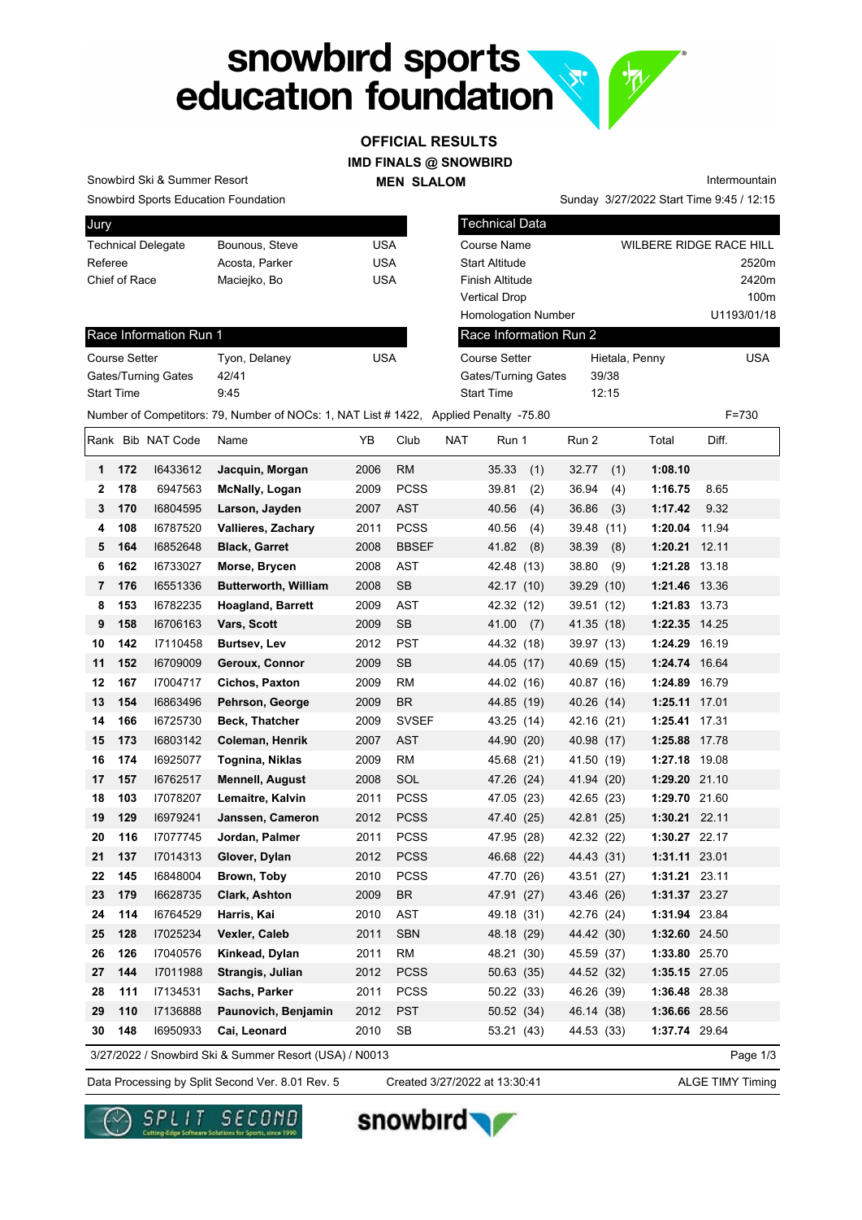# snowbird sports education foundation

## OFFICIAL RESULTS

### IMD FINALS @ SNOWBIRD

### MEN SLALOM

Snowbird Ski & Summer Resort
Snowbird Sports Education Foundation

Intermountain
Sunday 3/27/2022 Start Time 9:45 / 12:15

| Jury | | |
|---|---|---|
| Technical Delegate | Bounous, Steve | USA |
| Referee | Acosta, Parker | USA |
| Chief of Race | Maciejko, Bo | USA |

| Technical Data | |
|---|---|
| Course Name | WILBERE RIDGE RACE HILL |
| Start Altitude | 2520m |
| Finish Altitude | 2420m |
| Vertical Drop | 100m |
| Homologation Number | U1193/01/18 |

| Race Information Run 1 | | |
|---|---|---|
| Course Setter | Tyon, Delaney | USA |
| Gates/Turning Gates | 42/41 | |
| Start Time | 9:45 | |

| Race Information Run 2 | | |
|---|---|---|
| Course Setter | Hietala, Penny | USA |
| Gates/Turning Gates | 39/38 | |
| Start Time | 12:15 | |

Number of Competitors: 79, Number of NOCs: 1, NAT List # 1422, Applied Penalty -75.80 F=730

| Rank | Bib | NAT Code | Name | YB | Club | NAT | Run 1 | Run 2 | Total | Diff. |
|---|---|---|---|---|---|---|---|---|---|---|
| 1 | 172 | I6433612 | Jacquin, Morgan | 2006 | RM | | 35.33 (1) | 32.77 (1) | 1:08.10 | |
| 2 | 178 | 6947563 | McNally, Logan | 2009 | PCSS | | 39.81 (2) | 36.94 (4) | 1:16.75 | 8.65 |
| 3 | 170 | I6804595 | Larson, Jayden | 2007 | AST | | 40.56 (4) | 36.86 (3) | 1:17.42 | 9.32 |
| 4 | 108 | I6787520 | Vallieres, Zachary | 2011 | PCSS | | 40.56 (4) | 39.48 (11) | 1:20.04 | 11.94 |
| 5 | 164 | I6852648 | Black, Garret | 2008 | BBSEF | | 41.82 (8) | 38.39 (8) | 1:20.21 | 12.11 |
| 6 | 162 | I6733027 | Morse, Brycen | 2008 | AST | | 42.48 (13) | 38.80 (9) | 1:21.28 | 13.18 |
| 7 | 176 | I6551336 | Butterworth, William | 2008 | SB | | 42.17 (10) | 39.29 (10) | 1:21.46 | 13.36 |
| 8 | 153 | I6782235 | Hoagland, Barrett | 2009 | AST | | 42.32 (12) | 39.51 (12) | 1:21.83 | 13.73 |
| 9 | 158 | I6706163 | Vars, Scott | 2009 | SB | | 41.00 (7) | 41.35 (18) | 1:22.35 | 14.25 |
| 10 | 142 | I7110458 | Burtsev, Lev | 2012 | PST | | 44.32 (18) | 39.97 (13) | 1:24.29 | 16.19 |
| 11 | 152 | I6709009 | Geroux, Connor | 2009 | SB | | 44.05 (17) | 40.69 (15) | 1:24.74 | 16.64 |
| 12 | 167 | I7004717 | Cichos, Paxton | 2009 | RM | | 44.02 (16) | 40.87 (16) | 1:24.89 | 16.79 |
| 13 | 154 | I6863496 | Pehrson, George | 2009 | BR | | 44.85 (19) | 40.26 (14) | 1:25.11 | 17.01 |
| 14 | 166 | I6725730 | Beck, Thatcher | 2009 | SVSEF | | 43.25 (14) | 42.16 (21) | 1:25.41 | 17.31 |
| 15 | 173 | I6803142 | Coleman, Henrik | 2007 | AST | | 44.90 (20) | 40.98 (17) | 1:25.88 | 17.78 |
| 16 | 174 | I6925077 | Tognina, Niklas | 2009 | RM | | 45.68 (21) | 41.50 (19) | 1:27.18 | 19.08 |
| 17 | 157 | I6762517 | Mennell, August | 2008 | SOL | | 47.26 (24) | 41.94 (20) | 1:29.20 | 21.10 |
| 18 | 103 | I7078207 | Lemaitre, Kalvin | 2011 | PCSS | | 47.05 (23) | 42.65 (23) | 1:29.70 | 21.60 |
| 19 | 129 | I6979241 | Janssen, Cameron | 2012 | PCSS | | 47.40 (25) | 42.81 (25) | 1:30.21 | 22.11 |
| 20 | 116 | I7077745 | Jordan, Palmer | 2011 | PCSS | | 47.95 (28) | 42.32 (22) | 1:30.27 | 22.17 |
| 21 | 137 | I7014313 | Glover, Dylan | 2012 | PCSS | | 46.68 (22) | 44.43 (31) | 1:31.11 | 23.01 |
| 22 | 145 | I6848004 | Brown, Toby | 2010 | PCSS | | 47.70 (26) | 43.51 (27) | 1:31.21 | 23.11 |
| 23 | 179 | I6628735 | Clark, Ashton | 2009 | BR | | 47.91 (27) | 43.46 (26) | 1:31.37 | 23.27 |
| 24 | 114 | I6764529 | Harris, Kai | 2010 | AST | | 49.18 (31) | 42.76 (24) | 1:31.94 | 23.84 |
| 25 | 128 | I7025234 | Vexler, Caleb | 2011 | SBN | | 48.18 (29) | 44.42 (30) | 1:32.60 | 24.50 |
| 26 | 126 | I7040576 | Kinkead, Dylan | 2011 | RM | | 48.21 (30) | 45.59 (37) | 1:33.80 | 25.70 |
| 27 | 144 | I7011988 | Strangis, Julian | 2012 | PCSS | | 50.63 (35) | 44.52 (32) | 1:35.15 | 27.05 |
| 28 | 111 | I7134531 | Sachs, Parker | 2011 | PCSS | | 50.22 (33) | 46.26 (39) | 1:36.48 | 28.38 |
| 29 | 110 | I7136888 | Paunovich, Benjamin | 2012 | PST | | 50.52 (34) | 46.14 (38) | 1:36.66 | 28.56 |
| 30 | 148 | I6950933 | Cai, Leonard | 2010 | SB | | 53.21 (43) | 44.53 (33) | 1:37.74 | 29.64 |

3/27/2022 / Snowbird Ski & Summer Resort (USA) / N0013

Data Processing by Split Second Ver. 8.01 Rev. 5 Created 3/27/2022 at 13:30:41 ALGE TIMY Timing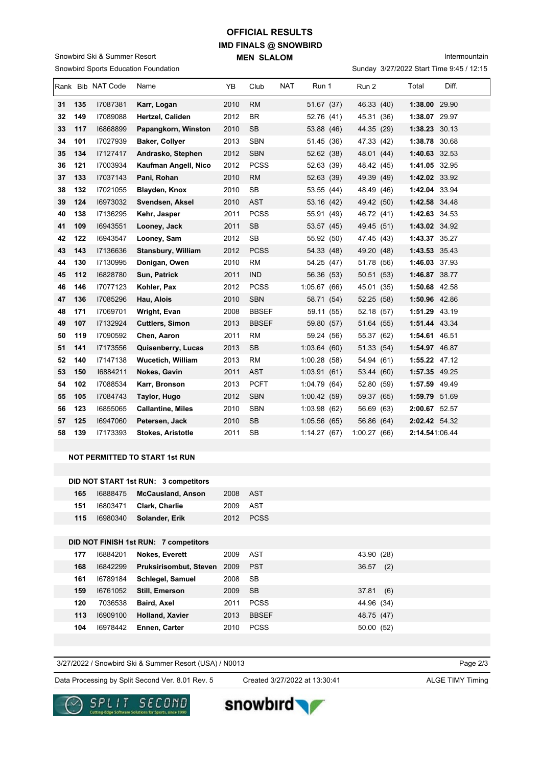# OFFICIAL RESULTS

## IMD FINALS @ SNOWBIRD

### MEN SLALOM

Snowbird Ski & Summer Resort

Snowbird Sports Education Foundation

Intermountain

Sunday 3/27/2022 Start Time 9:45 / 12:15

| Rank | Bib | NAT Code | Name | YB | Club | NAT | Run 1 | Run 2 | Total | Diff. |
|---|---|---|---|---|---|---|---|---|---|---|
| 31 | 135 | I7087381 | **Karr, Logan** | 2010 | RM | | 51.67 (37) | 46.33 (40) | **1:38.00** | 29.90 |
| 32 | 149 | I7089088 | **Hertzel, Caliden** | 2012 | BR | | 52.76 (41) | 45.31 (36) | **1:38.07** | 29.97 |
| 33 | 117 | I6868899 | **Papangkorn, Winston** | 2010 | SB | | 53.88 (46) | 44.35 (29) | **1:38.23** | 30.13 |
| 34 | 101 | I7027939 | **Baker, Collyer** | 2013 | SBN | | 51.45 (36) | 47.33 (42) | **1:38.78** | 30.68 |
| 35 | 134 | I7127417 | **Andrasko, Stephen** | 2012 | SBN | | 52.62 (38) | 48.01 (44) | **1:40.63** | 32.53 |
| 36 | 121 | I7003934 | **Kaufman Angell, Nico** | 2012 | PCSS | | 52.63 (39) | 48.42 (45) | **1:41.05** | 32.95 |
| 37 | 133 | I7037143 | **Pani, Rohan** | 2010 | RM | | 52.63 (39) | 49.39 (49) | **1:42.02** | 33.92 |
| 38 | 132 | I7021055 | **Blayden, Knox** | 2010 | SB | | 53.55 (44) | 48.49 (46) | **1:42.04** | 33.94 |
| 39 | 124 | I6973032 | **Svendsen, Aksel** | 2010 | AST | | 53.16 (42) | 49.42 (50) | **1:42.58** | 34.48 |
| 40 | 138 | I7136295 | **Kehr, Jasper** | 2011 | PCSS | | 55.91 (49) | 46.72 (41) | **1:42.63** | 34.53 |
| 41 | 109 | I6943551 | **Looney, Jack** | 2011 | SB | | 53.57 (45) | 49.45 (51) | **1:43.02** | 34.92 |
| 42 | 122 | I6943547 | **Looney, Sam** | 2012 | SB | | 55.92 (50) | 47.45 (43) | **1:43.37** | 35.27 |
| 43 | 143 | I7136636 | **Stansbury, William** | 2012 | PCSS | | 54.33 (48) | 49.20 (48) | **1:43.53** | 35.43 |
| 44 | 130 | I7130995 | **Donigan, Owen** | 2010 | RM | | 54.25 (47) | 51.78 (56) | **1:46.03** | 37.93 |
| 45 | 112 | I6828780 | **Sun, Patrick** | 2011 | IND | | 56.36 (53) | 50.51 (53) | **1:46.87** | 38.77 |
| 46 | 146 | I7077123 | **Kohler, Pax** | 2012 | PCSS | | 1:05.67 (66) | 45.01 (35) | **1:50.68** | 42.58 |
| 47 | 136 | I7085296 | **Hau, Alois** | 2010 | SBN | | 58.71 (54) | 52.25 (58) | **1:50.96** | 42.86 |
| 48 | 171 | I7069701 | **Wright, Evan** | 2008 | BBSEF | | 59.11 (55) | 52.18 (57) | **1:51.29** | 43.19 |
| 49 | 107 | I7132924 | **Cuttlers, Simon** | 2013 | BBSEF | | 59.80 (57) | 51.64 (55) | **1:51.44** | 43.34 |
| 50 | 119 | I7090592 | **Chen, Aaron** | 2011 | RM | | 59.24 (56) | 55.37 (62) | **1:54.61** | 46.51 |
| 51 | 141 | I7173556 | **Quisenberry, Lucas** | 2013 | SB | | 1:03.64 (60) | 51.33 (54) | **1:54.97** | 46.87 |
| 52 | 140 | I7147138 | **Wucetich, William** | 2013 | RM | | 1:00.28 (58) | 54.94 (61) | **1:55.22** | 47.12 |
| 53 | 150 | I6884211 | **Nokes, Gavin** | 2011 | AST | | 1:03.91 (61) | 53.44 (60) | **1:57.35** | 49.25 |
| 54 | 102 | I7088534 | **Karr, Bronson** | 2013 | PCFT | | 1:04.79 (64) | 52.80 (59) | **1:57.59** | 49.49 |
| 55 | 105 | I7084743 | **Taylor, Hugo** | 2012 | SBN | | 1:00.42 (59) | 59.37 (65) | **1:59.79** | 51.69 |
| 56 | 123 | I6855065 | **Callantine, Miles** | 2010 | SBN | | 1:03.98 (62) | 56.69 (63) | **2:00.67** | 52.57 |
| 57 | 125 | I6947060 | **Petersen, Jack** | 2010 | SB | | 1:05.56 (65) | 56.86 (64) | **2:02.42** | 54.32 |
| 58 | 139 | I7173393 | **Stokes, Aristotle** | 2011 | SB | | 1:14.27 (67) | 1:00.27 (66) | **2:14.54** | 1:06.44 |

**NOT PERMITTED TO START 1st RUN**

**DID NOT START 1st RUN: 3 competitors**

| Bib | NAT Code | Name | YB | Club |
|---|---|---|---|---|
| 165 | I6888475 | **McCausland, Anson** | 2008 | AST |
| 151 | I6803471 | **Clark, Charlie** | 2009 | AST |
| 115 | I6980340 | **Solander, Erik** | 2012 | PCSS |

**DID NOT FINISH 1st RUN: 7 competitors**

| Bib | NAT Code | Name | YB | Club | Run 2 |
|---|---|---|---|---|---|
| 177 | I6884201 | **Nokes, Everett** | 2009 | AST | 43.90 (28) |
| 168 | I6842299 | **Pruksirisombut, Steven** | 2009 | PST | 36.57 (2) |
| 161 | I6789184 | **Schlegel, Samuel** | 2008 | SB | |
| 159 | I6761052 | **Still, Emerson** | 2009 | SB | 37.81 (6) |
| 120 | 7036538 | **Baird, Axel** | 2011 | PCSS | 44.96 (34) |
| 113 | I6909100 | **Holland, Xavier** | 2013 | BBSEF | 48.75 (47) |
| 104 | I6978442 | **Ennen, Carter** | 2010 | PCSS | 50.00 (52) |

3/27/2022 / Snowbird Ski & Summer Resort (USA) / N0013

Data Processing by Split Second Ver. 8.01 Rev. 5 — Created 3/27/2022 at 13:30:41 — ALGE TIMY Timing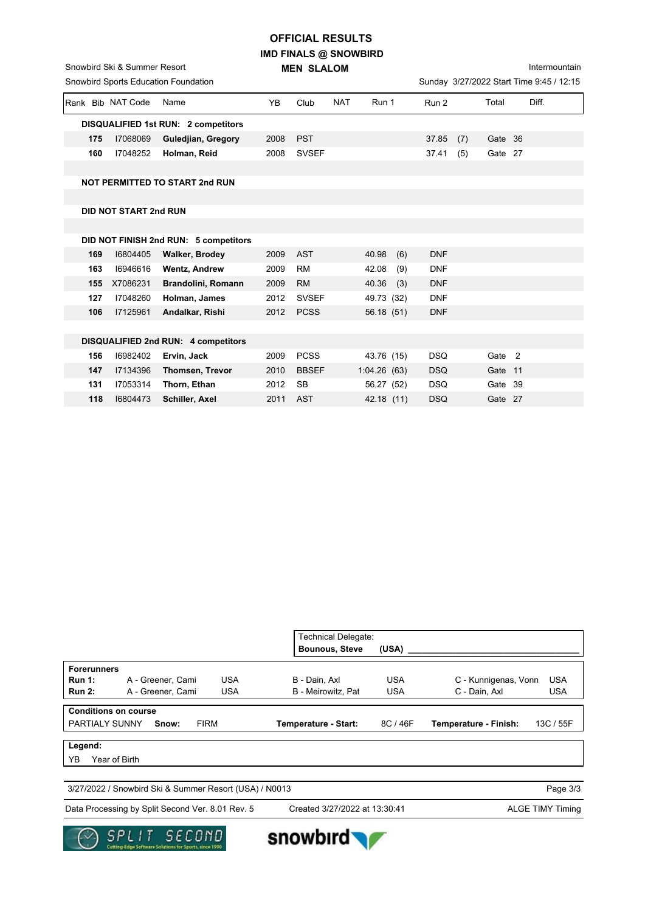# OFFICIAL RESULTS

## IMD FINALS @ SNOWBIRD

### MEN SLALOM

Snowbird Ski & Summer Resort

Snowbird Sports Education Foundation

Intermountain

Sunday 3/27/2022 Start Time 9:45 / 12:15

| Rank | Bib | NAT Code | Name | YB | Club | NAT | Run 1 | Run 2 | Total | Diff. |
|---|---|---|---|---|---|---|---|---|---|---|
| **DISQUALIFIED 1st RUN: 2 competitors** | | | | | | | | | | |
| | **175** | I7068069 | **Guledjian, Gregory** | 2008 | PST | | | 37.85 (7) | Gate 36 | |
| | **160** | I7048252 | **Holman, Reid** | 2008 | SVSEF | | | 37.41 (5) | Gate 27 | |
| **NOT PERMITTED TO START 2nd RUN** | | | | | | | | | | |
| **DID NOT START 2nd RUN** | | | | | | | | | | |
| **DID NOT FINISH 2nd RUN: 5 competitors** | | | | | | | | | | |
| | **169** | I6804405 | **Walker, Brodey** | 2009 | AST | | 40.98 (6) | DNF | | |
| | **163** | I6946616 | **Wentz, Andrew** | 2009 | RM | | 42.08 (9) | DNF | | |
| | **155** | X7086231 | **Brandolini, Romann** | 2009 | RM | | 40.36 (3) | DNF | | |
| | **127** | I7048260 | **Holman, James** | 2012 | SVSEF | | 49.73 (32) | DNF | | |
| | **106** | I7125961 | **Andalkar, Rishi** | 2012 | PCSS | | 56.18 (51) | DNF | | |
| **DISQUALIFIED 2nd RUN: 4 competitors** | | | | | | | | | | |
| | **156** | I6982402 | **Ervin, Jack** | 2009 | PCSS | | 43.76 (15) | DSQ | Gate 2 | |
| | **147** | I7134396 | **Thomsen, Trevor** | 2010 | BBSEF | | 1:04.26 (63) | DSQ | Gate 11 | |
| | **131** | I7053314 | **Thorn, Ethan** | 2012 | SB | | 56.27 (52) | DSQ | Gate 39 | |
| | **118** | I6804473 | **Schiller, Axel** | 2011 | AST | | 42.18 (11) | DSQ | Gate 27 | |

Technical Delegate: **Bounous, Steve** **(USA)** ____________________

| **Forerunners** | | | | | | |
|---|---|---|---|---|---|---|
| **Run 1:** | A - Greener, Cami | USA | B - Dain, Axl | USA | C - Kunnigenas, Vonn | USA |
| **Run 2:** | A - Greener, Cami | USA | B - Meirowitz, Pat | USA | C - Dain, Axl | USA |

**Conditions on course**

PARTIALLY SUNNY **Snow:** FIRM **Temperature - Start:** 8C / 46F **Temperature - Finish:** 13C / 55F

**Legend:**

YB Year of Birth

3/27/2022 / Snowbird Ski & Summer Resort (USA) / N0013

Data Processing by Split Second Ver. 8.01 Rev. 5 Created 3/27/2022 at 13:30:41 ALGE TIMY Timing